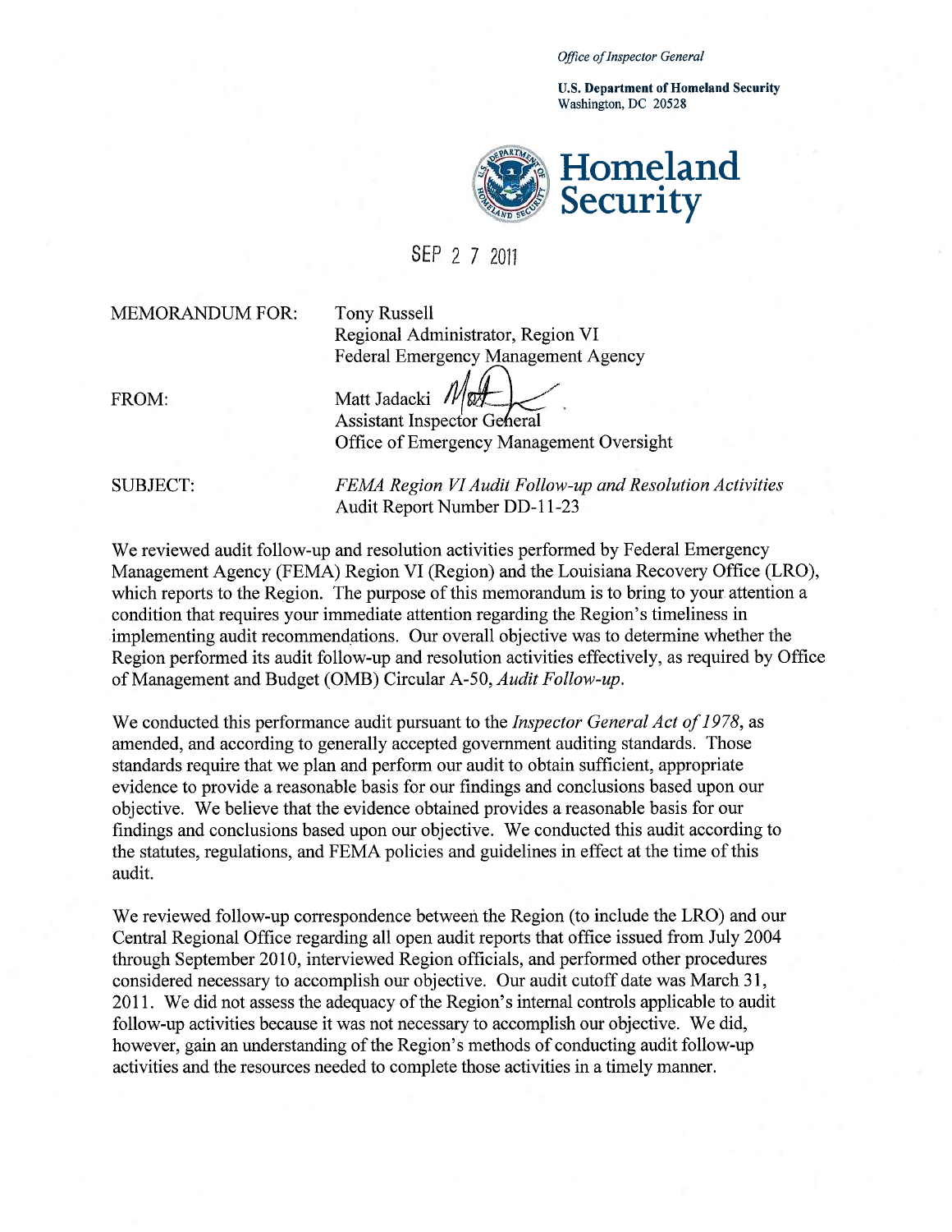*Office of Inspector General*

**U.S. Department of Homeland Security**
Washington, DC 20528

**Homeland Security**

SEP 2 7 2011

MEMORANDUM FOR: Tony Russell
Regional Administrator, Region VI
Federal Emergency Management Agency

FROM: Matt Jadacki
Assistant Inspector General
Office of Emergency Management Oversight

SUBJECT: *FEMA Region VI Audit Follow-up and Resolution Activities*
Audit Report Number DD-11-23

We reviewed audit follow-up and resolution activities performed by Federal Emergency Management Agency (FEMA) Region VI (Region) and the Louisiana Recovery Office (LRO), which reports to the Region. The purpose of this memorandum is to bring to your attention a condition that requires your immediate attention regarding the Region's timeliness in implementing audit recommendations. Our overall objective was to determine whether the Region performed its audit follow-up and resolution activities effectively, as required by Office of Management and Budget (OMB) Circular A-50, *Audit Follow-up*.

We conducted this performance audit pursuant to the *Inspector General Act of 1978*, as amended, and according to generally accepted government auditing standards. Those standards require that we plan and perform our audit to obtain sufficient, appropriate evidence to provide a reasonable basis for our findings and conclusions based upon our objective. We believe that the evidence obtained provides a reasonable basis for our findings and conclusions based upon our objective. We conducted this audit according to the statutes, regulations, and FEMA policies and guidelines in effect at the time of this audit.

We reviewed follow-up correspondence between the Region (to include the LRO) and our Central Regional Office regarding all open audit reports that office issued from July 2004 through September 2010, interviewed Region officials, and performed other procedures considered necessary to accomplish our objective. Our audit cutoff date was March 31, 2011. We did not assess the adequacy of the Region's internal controls applicable to audit follow-up activities because it was not necessary to accomplish our objective. We did, however, gain an understanding of the Region's methods of conducting audit follow-up activities and the resources needed to complete those activities in a timely manner.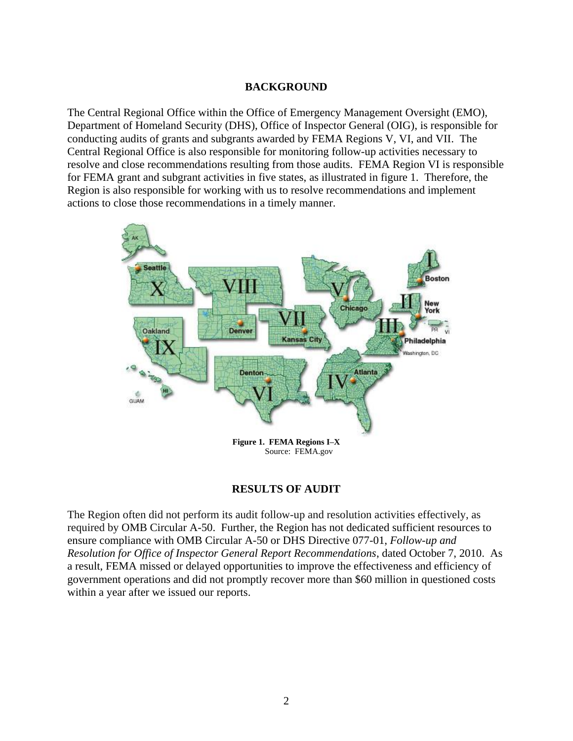## BACKGROUND

The Central Regional Office within the Office of Emergency Management Oversight (EMO), Department of Homeland Security (DHS), Office of Inspector General (OIG), is responsible for conducting audits of grants and subgrants awarded by FEMA Regions V, VI, and VII. The Central Regional Office is also responsible for monitoring follow-up activities necessary to resolve and close recommendations resulting from those audits. FEMA Region VI is responsible for FEMA grant and subgrant activities in five states, as illustrated in figure 1. Therefore, the Region is also responsible for working with us to resolve recommendations and implement actions to close those recommendations in a timely manner.

**Figure 1. FEMA Regions I–X**
Source: FEMA.gov

## RESULTS OF AUDIT

The Region often did not perform its audit follow-up and resolution activities effectively, as required by OMB Circular A-50. Further, the Region has not dedicated sufficient resources to ensure compliance with OMB Circular A-50 or DHS Directive 077-01, *Follow-up and Resolution for Office of Inspector General Report Recommendations*, dated October 7, 2010. As a result, FEMA missed or delayed opportunities to improve the effectiveness and efficiency of government operations and did not promptly recover more than $60 million in questioned costs within a year after we issued our reports.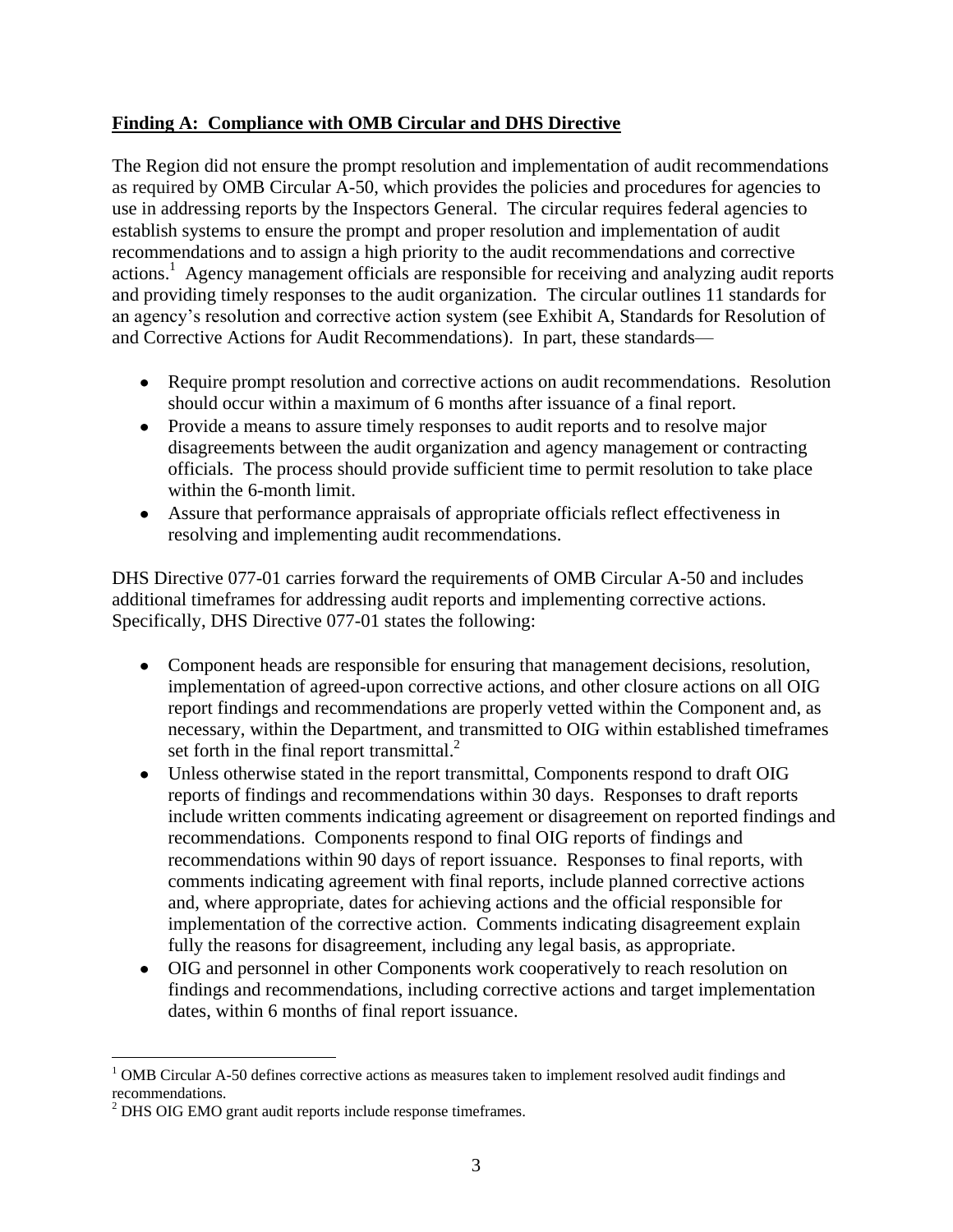**Finding A: Compliance with OMB Circular and DHS Directive**

The Region did not ensure the prompt resolution and implementation of audit recommendations as required by OMB Circular A-50, which provides the policies and procedures for agencies to use in addressing reports by the Inspectors General. The circular requires federal agencies to establish systems to ensure the prompt and proper resolution and implementation of audit recommendations and to assign a high priority to the audit recommendations and corrective actions.[1] Agency management officials are responsible for receiving and analyzing audit reports and providing timely responses to the audit organization. The circular outlines 11 standards for an agency's resolution and corrective action system (see Exhibit A, Standards for Resolution of and Corrective Actions for Audit Recommendations). In part, these standards—

- Require prompt resolution and corrective actions on audit recommendations. Resolution should occur within a maximum of 6 months after issuance of a final report.
- Provide a means to assure timely responses to audit reports and to resolve major disagreements between the audit organization and agency management or contracting officials. The process should provide sufficient time to permit resolution to take place within the 6-month limit.
- Assure that performance appraisals of appropriate officials reflect effectiveness in resolving and implementing audit recommendations.

DHS Directive 077-01 carries forward the requirements of OMB Circular A-50 and includes additional timeframes for addressing audit reports and implementing corrective actions. Specifically, DHS Directive 077-01 states the following:

- Component heads are responsible for ensuring that management decisions, resolution, implementation of agreed-upon corrective actions, and other closure actions on all OIG report findings and recommendations are properly vetted within the Component and, as necessary, within the Department, and transmitted to OIG within established timeframes set forth in the final report transmittal.[2]
- Unless otherwise stated in the report transmittal, Components respond to draft OIG reports of findings and recommendations within 30 days. Responses to draft reports include written comments indicating agreement or disagreement on reported findings and recommendations. Components respond to final OIG reports of findings and recommendations within 90 days of report issuance. Responses to final reports, with comments indicating agreement with final reports, include planned corrective actions and, where appropriate, dates for achieving actions and the official responsible for implementation of the corrective action. Comments indicating disagreement explain fully the reasons for disagreement, including any legal basis, as appropriate.
- OIG and personnel in other Components work cooperatively to reach resolution on findings and recommendations, including corrective actions and target implementation dates, within 6 months of final report issuance.

---

[1] OMB Circular A-50 defines corrective actions as measures taken to implement resolved audit findings and recommendations.

[2] DHS OIG EMO grant audit reports include response timeframes.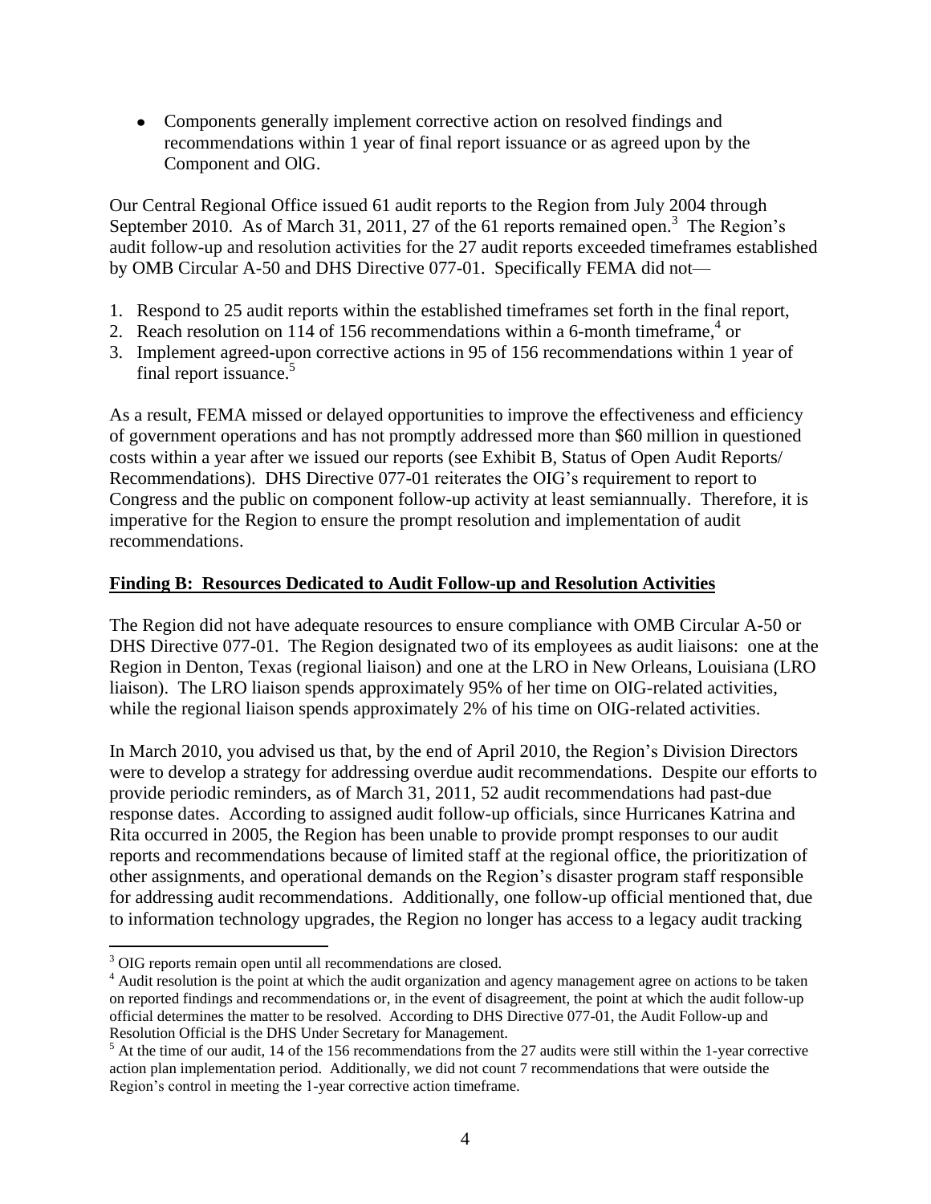- Components generally implement corrective action on resolved findings and recommendations within 1 year of final report issuance or as agreed upon by the Component and OlG.

Our Central Regional Office issued 61 audit reports to the Region from July 2004 through September 2010. As of March 31, 2011, 27 of the 61 reports remained open.[3] The Region's audit follow-up and resolution activities for the 27 audit reports exceeded timeframes established by OMB Circular A-50 and DHS Directive 077-01. Specifically FEMA did not—

1. Respond to 25 audit reports within the established timeframes set forth in the final report,
2. Reach resolution on 114 of 156 recommendations within a 6-month timeframe,[4] or
3. Implement agreed-upon corrective actions in 95 of 156 recommendations within 1 year of final report issuance.[5]

As a result, FEMA missed or delayed opportunities to improve the effectiveness and efficiency of government operations and has not promptly addressed more than $60 million in questioned costs within a year after we issued our reports (see Exhibit B, Status of Open Audit Reports/ Recommendations). DHS Directive 077-01 reiterates the OIG's requirement to report to Congress and the public on component follow-up activity at least semiannually. Therefore, it is imperative for the Region to ensure the prompt resolution and implementation of audit recommendations.

**Finding B: Resources Dedicated to Audit Follow-up and Resolution Activities**

The Region did not have adequate resources to ensure compliance with OMB Circular A-50 or DHS Directive 077-01. The Region designated two of its employees as audit liaisons: one at the Region in Denton, Texas (regional liaison) and one at the LRO in New Orleans, Louisiana (LRO liaison). The LRO liaison spends approximately 95% of her time on OIG-related activities, while the regional liaison spends approximately 2% of his time on OIG-related activities.

In March 2010, you advised us that, by the end of April 2010, the Region's Division Directors were to develop a strategy for addressing overdue audit recommendations. Despite our efforts to provide periodic reminders, as of March 31, 2011, 52 audit recommendations had past-due response dates. According to assigned audit follow-up officials, since Hurricanes Katrina and Rita occurred in 2005, the Region has been unable to provide prompt responses to our audit reports and recommendations because of limited staff at the regional office, the prioritization of other assignments, and operational demands on the Region's disaster program staff responsible for addressing audit recommendations. Additionally, one follow-up official mentioned that, due to information technology upgrades, the Region no longer has access to a legacy audit tracking

---

[3] OIG reports remain open until all recommendations are closed.

[4] Audit resolution is the point at which the audit organization and agency management agree on actions to be taken on reported findings and recommendations or, in the event of disagreement, the point at which the audit follow-up official determines the matter to be resolved. According to DHS Directive 077-01, the Audit Follow-up and Resolution Official is the DHS Under Secretary for Management.

[5] At the time of our audit, 14 of the 156 recommendations from the 27 audits were still within the 1-year corrective action plan implementation period. Additionally, we did not count 7 recommendations that were outside the Region's control in meeting the 1-year corrective action timeframe.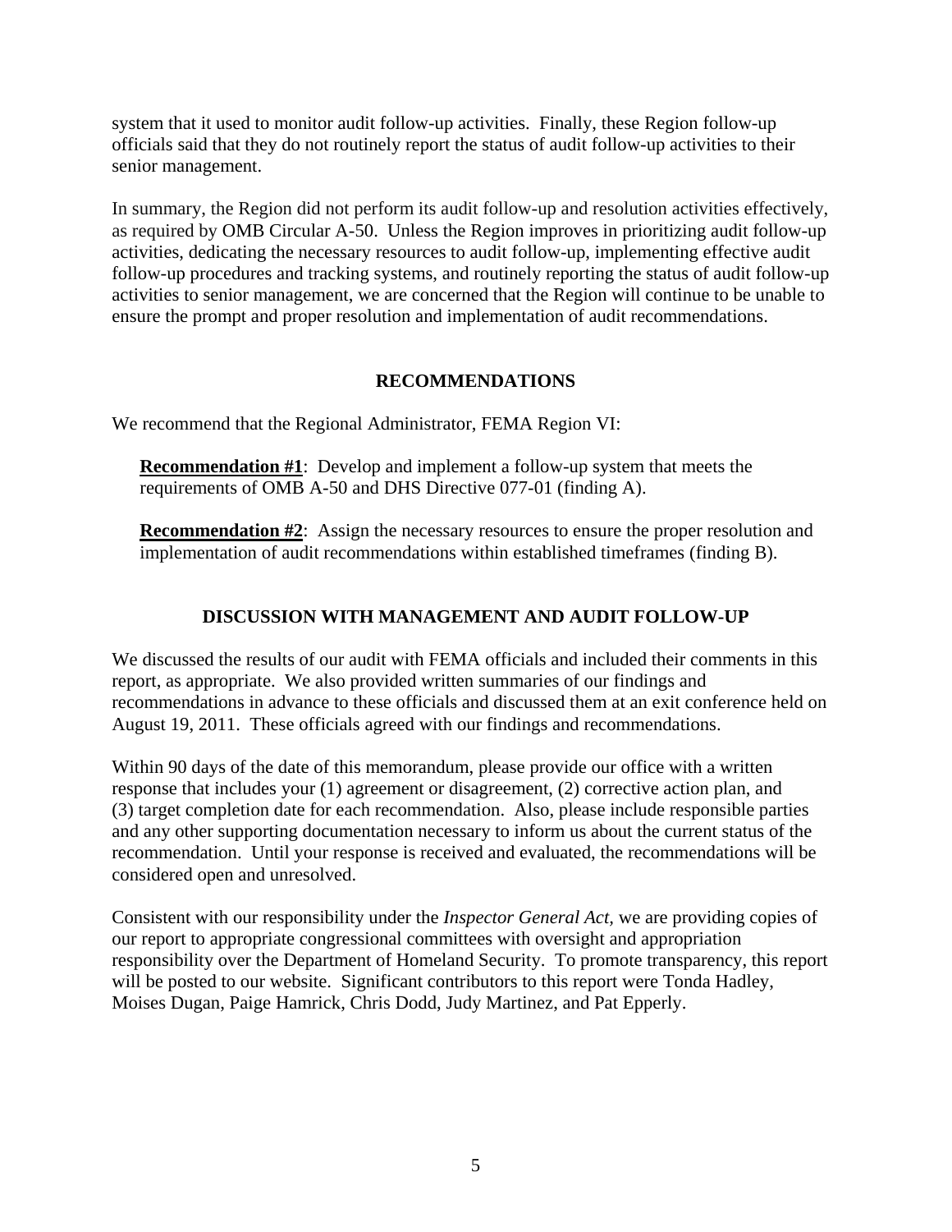system that it used to monitor audit follow-up activities. Finally, these Region follow-up officials said that they do not routinely report the status of audit follow-up activities to their senior management.

In summary, the Region did not perform its audit follow-up and resolution activities effectively, as required by OMB Circular A-50. Unless the Region improves in prioritizing audit follow-up activities, dedicating the necessary resources to audit follow-up, implementing effective audit follow-up procedures and tracking systems, and routinely reporting the status of audit follow-up activities to senior management, we are concerned that the Region will continue to be unable to ensure the prompt and proper resolution and implementation of audit recommendations.

## RECOMMENDATIONS

We recommend that the Regional Administrator, FEMA Region VI:

> **Recommendation #1**: Develop and implement a follow-up system that meets the requirements of OMB A-50 and DHS Directive 077-01 (finding A).
>
> **Recommendation #2**: Assign the necessary resources to ensure the proper resolution and implementation of audit recommendations within established timeframes (finding B).

## DISCUSSION WITH MANAGEMENT AND AUDIT FOLLOW-UP

We discussed the results of our audit with FEMA officials and included their comments in this report, as appropriate. We also provided written summaries of our findings and recommendations in advance to these officials and discussed them at an exit conference held on August 19, 2011. These officials agreed with our findings and recommendations.

Within 90 days of the date of this memorandum, please provide our office with a written response that includes your (1) agreement or disagreement, (2) corrective action plan, and (3) target completion date for each recommendation. Also, please include responsible parties and any other supporting documentation necessary to inform us about the current status of the recommendation. Until your response is received and evaluated, the recommendations will be considered open and unresolved.

Consistent with our responsibility under the *Inspector General Act*, we are providing copies of our report to appropriate congressional committees with oversight and appropriation responsibility over the Department of Homeland Security. To promote transparency, this report will be posted to our website. Significant contributors to this report were Tonda Hadley, Moises Dugan, Paige Hamrick, Chris Dodd, Judy Martinez, and Pat Epperly.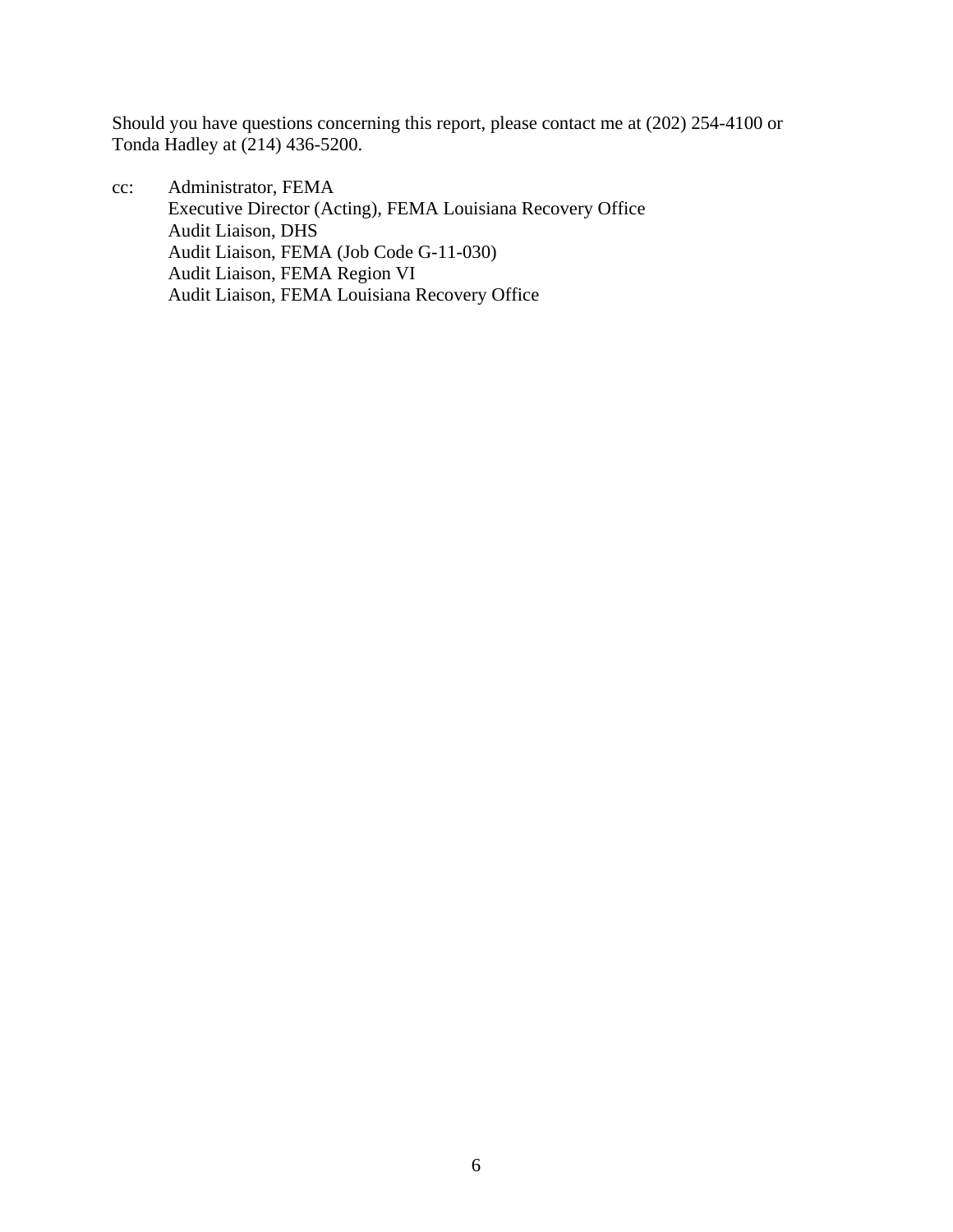Should you have questions concerning this report, please contact me at (202) 254-4100 or Tonda Hadley at (214) 436-5200.

cc: Administrator, FEMA
Executive Director (Acting), FEMA Louisiana Recovery Office
Audit Liaison, DHS
Audit Liaison, FEMA (Job Code G-11-030)
Audit Liaison, FEMA Region VI
Audit Liaison, FEMA Louisiana Recovery Office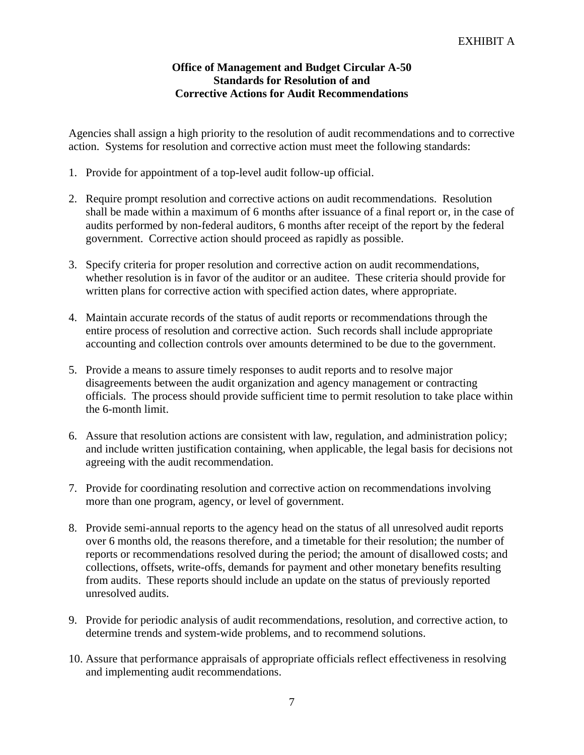EXHIBIT A

**Office of Management and Budget Circular A-50**
**Standards for Resolution of and**
**Corrective Actions for Audit Recommendations**

Agencies shall assign a high priority to the resolution of audit recommendations and to corrective action. Systems for resolution and corrective action must meet the following standards:

1. Provide for appointment of a top-level audit follow-up official.

2. Require prompt resolution and corrective actions on audit recommendations. Resolution shall be made within a maximum of 6 months after issuance of a final report or, in the case of audits performed by non-federal auditors, 6 months after receipt of the report by the federal government. Corrective action should proceed as rapidly as possible.

3. Specify criteria for proper resolution and corrective action on audit recommendations, whether resolution is in favor of the auditor or an auditee. These criteria should provide for written plans for corrective action with specified action dates, where appropriate.

4. Maintain accurate records of the status of audit reports or recommendations through the entire process of resolution and corrective action. Such records shall include appropriate accounting and collection controls over amounts determined to be due to the government.

5. Provide a means to assure timely responses to audit reports and to resolve major disagreements between the audit organization and agency management or contracting officials. The process should provide sufficient time to permit resolution to take place within the 6-month limit.

6. Assure that resolution actions are consistent with law, regulation, and administration policy; and include written justification containing, when applicable, the legal basis for decisions not agreeing with the audit recommendation.

7. Provide for coordinating resolution and corrective action on recommendations involving more than one program, agency, or level of government.

8. Provide semi-annual reports to the agency head on the status of all unresolved audit reports over 6 months old, the reasons therefore, and a timetable for their resolution; the number of reports or recommendations resolved during the period; the amount of disallowed costs; and collections, offsets, write-offs, demands for payment and other monetary benefits resulting from audits. These reports should include an update on the status of previously reported unresolved audits.

9. Provide for periodic analysis of audit recommendations, resolution, and corrective action, to determine trends and system-wide problems, and to recommend solutions.

10. Assure that performance appraisals of appropriate officials reflect effectiveness in resolving and implementing audit recommendations.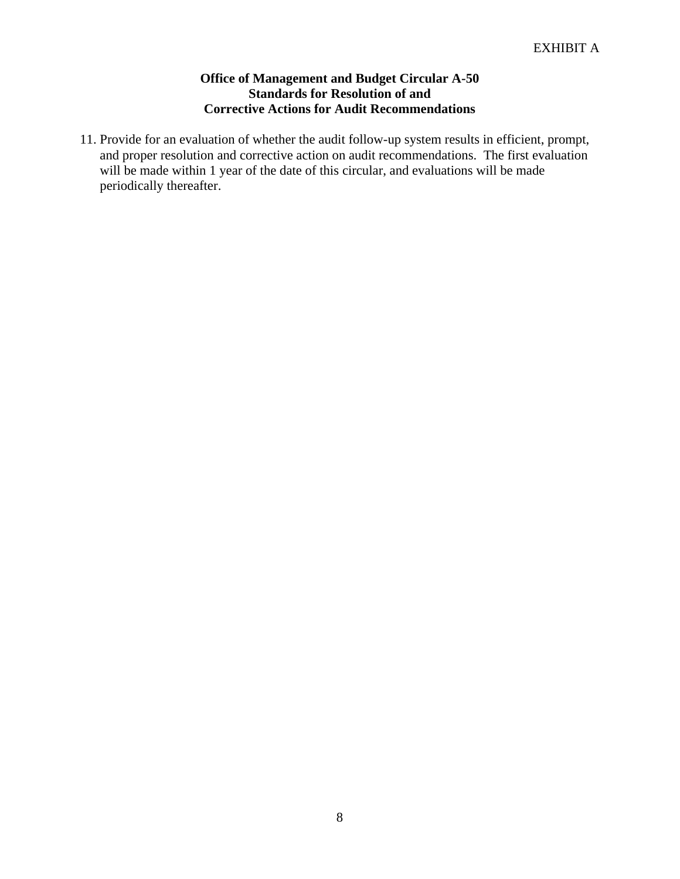EXHIBIT A

**Office of Management and Budget Circular A-50**
**Standards for Resolution of and**
**Corrective Actions for Audit Recommendations**

11. Provide for an evaluation of whether the audit follow-up system results in efficient, prompt, and proper resolution and corrective action on audit recommendations. The first evaluation will be made within 1 year of the date of this circular, and evaluations will be made periodically thereafter.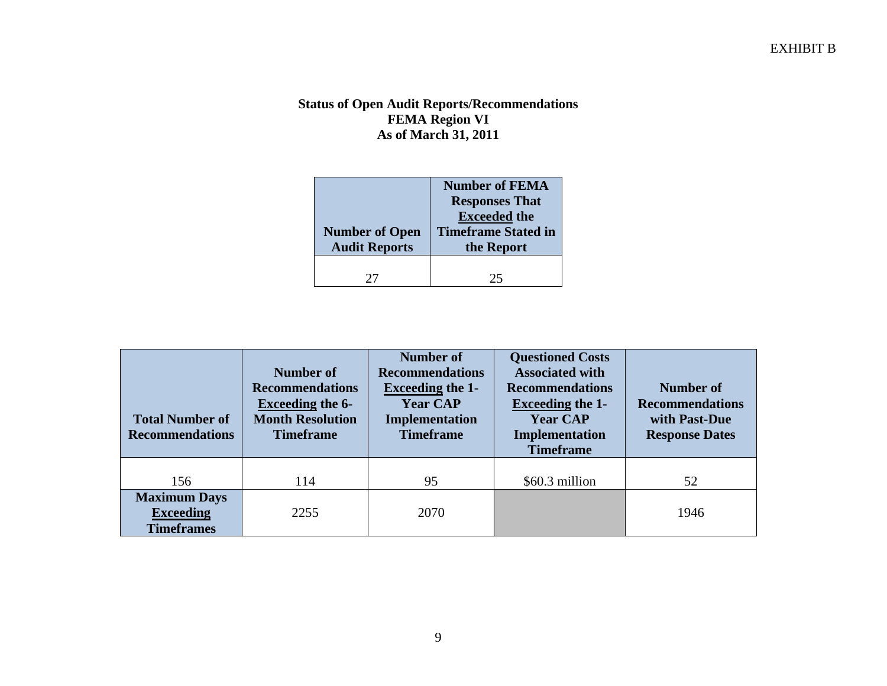EXHIBIT B

**Status of Open Audit Reports/Recommendations**
**FEMA Region VI**
**As of March 31, 2011**

| Number of Open Audit Reports | Number of FEMA Responses That Exceeded the Timeframe Stated in the Report |
|---|---|
| 27 | 25 |

| Total Number of Recommendations | Number of Recommendations Exceeding the 6-Month Resolution Timeframe | Number of Recommendations Exceeding the 1-Year CAP Implementation Timeframe | Questioned Costs Associated with Recommendations Exceeding the 1-Year CAP Implementation Timeframe | Number of Recommendations with Past-Due Response Dates |
|---|---|---|---|---|
| 156 | 114 | 95 | $60.3 million | 52 |
| **Maximum Days Exceeding Timeframes** | 2255 | 2070 | | 1946 |